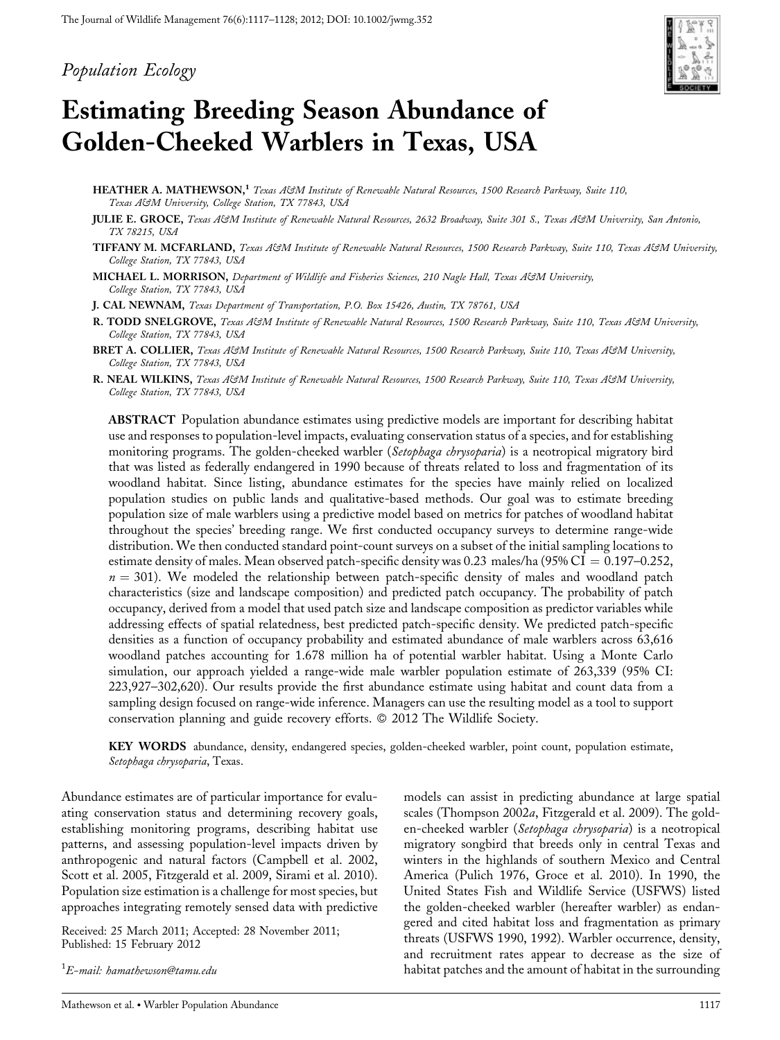*Population Ecology*

# Estimating Breeding Season Abundance of Golden-Cheeked Warblers in Texas, USA

**HEATHER A. MATHEWSON,**[1] *Texas A&M Institute of Renewable Natural Resources, 1500 Research Parkway, Suite 110, Texas A&M University, College Station, TX 77843, USA*

**JULIE E. GROCE,** *Texas A&M Institute of Renewable Natural Resources, 2632 Broadway, Suite 301 S., Texas A&M University, San Antonio, TX 78215, USA*

**TIFFANY M. MCFARLAND,** *Texas A&M Institute of Renewable Natural Resources, 1500 Research Parkway, Suite 110, Texas A&M University, College Station, TX 77843, USA*

**MICHAEL L. MORRISON,** *Department of Wildlife and Fisheries Sciences, 210 Nagle Hall, Texas A&M University, College Station, TX 77843, USA*

**J. CAL NEWNAM,** *Texas Department of Transportation, P.O. Box 15426, Austin, TX 78761, USA*

**R. TODD SNELGROVE,** *Texas A&M Institute of Renewable Natural Resources, 1500 Research Parkway, Suite 110, Texas A&M University, College Station, TX 77843, USA*

**BRET A. COLLIER,** *Texas A&M Institute of Renewable Natural Resources, 1500 Research Parkway, Suite 110, Texas A&M University, College Station, TX 77843, USA*

**R. NEAL WILKINS,** *Texas A&M Institute of Renewable Natural Resources, 1500 Research Parkway, Suite 110, Texas A&M University, College Station, TX 77843, USA*

**ABSTRACT** Population abundance estimates using predictive models are important for describing habitat use and responses to population-level impacts, evaluating conservation status of a species, and for establishing monitoring programs. The golden-cheeked warbler (*Setophaga chrysoparia*) is a neotropical migratory bird that was listed as federally endangered in 1990 because of threats related to loss and fragmentation of its woodland habitat. Since listing, abundance estimates for the species have mainly relied on localized population studies on public lands and qualitative-based methods. Our goal was to estimate breeding population size of male warblers using a predictive model based on metrics for patches of woodland habitat throughout the species' breeding range. We first conducted occupancy surveys to determine range-wide distribution. We then conducted standard point-count surveys on a subset of the initial sampling locations to estimate density of males. Mean observed patch-specific density was 0.23 males/ha (95% CI = 0.197–0.252, $n = 301$). We modeled the relationship between patch-specific density of males and woodland patch characteristics (size and landscape composition) and predicted patch occupancy. The probability of patch occupancy, derived from a model that used patch size and landscape composition as predictor variables while addressing effects of spatial relatedness, best predicted patch-specific density. We predicted patch-specific densities as a function of occupancy probability and estimated abundance of male warblers across 63,616 woodland patches accounting for 1.678 million ha of potential warbler habitat. Using a Monte Carlo simulation, our approach yielded a range-wide male warbler population estimate of 263,339 (95% CI: 223,927–302,620). Our results provide the first abundance estimate using habitat and count data from a sampling design focused on range-wide inference. Managers can use the resulting model as a tool to support conservation planning and guide recovery efforts. © 2012 The Wildlife Society.

**KEY WORDS** abundance, density, endangered species, golden-cheeked warbler, point count, population estimate, *Setophaga chrysoparia*, Texas.

Abundance estimates are of particular importance for evaluating conservation status and determining recovery goals, establishing monitoring programs, describing habitat use patterns, and assessing population-level impacts driven by anthropogenic and natural factors (Campbell et al. 2002, Scott et al. 2005, Fitzgerald et al. 2009, Sirami et al. 2010). Population size estimation is a challenge for most species, but approaches integrating remotely sensed data with predictive models can assist in predicting abundance at large spatial scales (Thompson 2002*a*, Fitzgerald et al. 2009). The golden-cheeked warbler (*Setophaga chrysoparia*) is a neotropical migratory songbird that breeds only in central Texas and winters in the highlands of southern Mexico and Central America (Pulich 1976, Groce et al. 2010). In 1990, the United States Fish and Wildlife Service (USFWS) listed the golden-cheeked warbler (hereafter warbler) as endangered and cited habitat loss and fragmentation as primary threats (USFWS 1990, 1992). Warbler occurrence, density, and recruitment rates appear to decrease as the size of habitat patches and the amount of habitat in the surrounding

Received: 25 March 2011; Accepted: 28 November 2011; Published: 15 February 2012

[1]*E-mail: hamathewson@tamu.edu*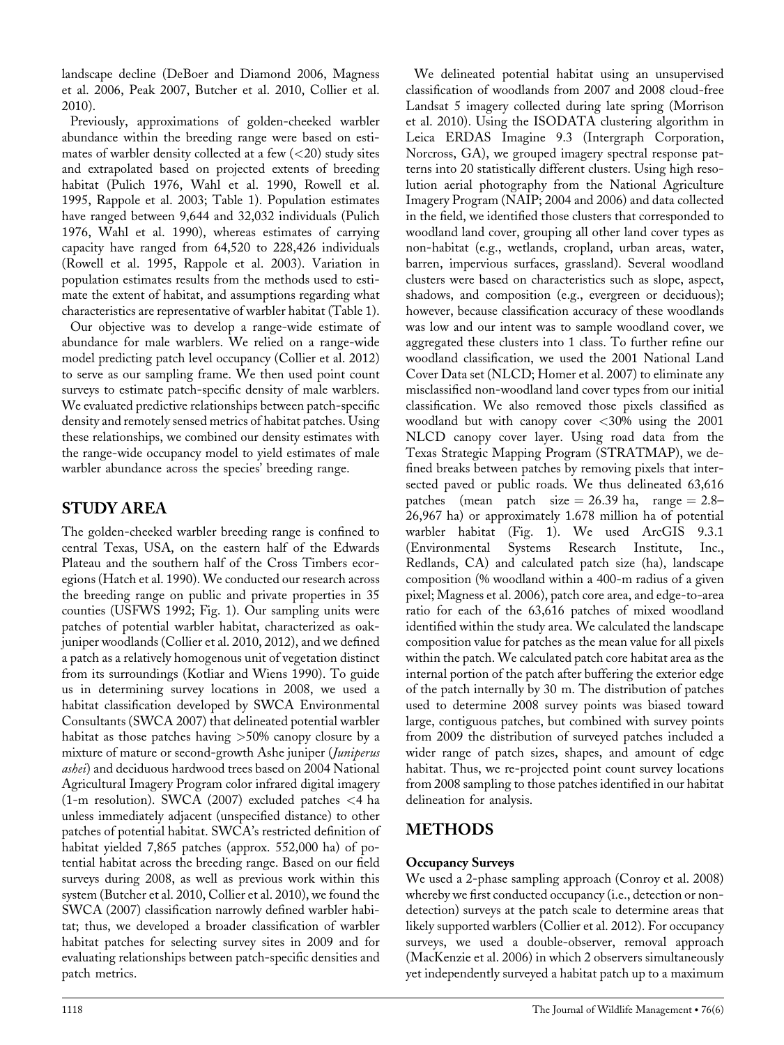landscape decline (DeBoer and Diamond 2006, Magness et al. 2006, Peak 2007, Butcher et al. 2010, Collier et al. 2010).

Previously, approximations of golden-cheeked warbler abundance within the breeding range were based on estimates of warbler density collected at a few (<20) study sites and extrapolated based on projected extents of breeding habitat (Pulich 1976, Wahl et al. 1990, Rowell et al. 1995, Rappole et al. 2003; Table 1). Population estimates have ranged between 9,644 and 32,032 individuals (Pulich 1976, Wahl et al. 1990), whereas estimates of carrying capacity have ranged from 64,520 to 228,426 individuals (Rowell et al. 1995, Rappole et al. 2003). Variation in population estimates results from the methods used to estimate the extent of habitat, and assumptions regarding what characteristics are representative of warbler habitat (Table 1).

Our objective was to develop a range-wide estimate of abundance for male warblers. We relied on a range-wide model predicting patch level occupancy (Collier et al. 2012) to serve as our sampling frame. We then used point count surveys to estimate patch-specific density of male warblers. We evaluated predictive relationships between patch-specific density and remotely sensed metrics of habitat patches. Using these relationships, we combined our density estimates with the range-wide occupancy model to yield estimates of male warbler abundance across the species' breeding range.

## STUDY AREA

The golden-cheeked warbler breeding range is confined to central Texas, USA, on the eastern half of the Edwards Plateau and the southern half of the Cross Timbers ecoregions (Hatch et al. 1990). We conducted our research across the breeding range on public and private properties in 35 counties (USFWS 1992; Fig. 1). Our sampling units were patches of potential warbler habitat, characterized as oak-juniper woodlands (Collier et al. 2010, 2012), and we defined a patch as a relatively homogenous unit of vegetation distinct from its surroundings (Kotliar and Wiens 1990). To guide us in determining survey locations in 2008, we used a habitat classification developed by SWCA Environmental Consultants (SWCA 2007) that delineated potential warbler habitat as those patches having >50% canopy closure by a mixture of mature or second-growth Ashe juniper (*Juniperus ashei*) and deciduous hardwood trees based on 2004 National Agricultural Imagery Program color infrared digital imagery (1-m resolution). SWCA (2007) excluded patches <4 ha unless immediately adjacent (unspecified distance) to other patches of potential habitat. SWCA's restricted definition of habitat yielded 7,865 patches (approx. 552,000 ha) of potential habitat across the breeding range. Based on our field surveys during 2008, as well as previous work within this system (Butcher et al. 2010, Collier et al. 2010), we found the SWCA (2007) classification narrowly defined warbler habitat; thus, we developed a broader classification of warbler habitat patches for selecting survey sites in 2009 and for evaluating relationships between patch-specific densities and patch metrics.

We delineated potential habitat using an unsupervised classification of woodlands from 2007 and 2008 cloud-free Landsat 5 imagery collected during late spring (Morrison et al. 2010). Using the ISODATA clustering algorithm in Leica ERDAS Imagine 9.3 (Intergraph Corporation, Norcross, GA), we grouped imagery spectral response patterns into 20 statistically different clusters. Using high resolution aerial photography from the National Agriculture Imagery Program (NAIP; 2004 and 2006) and data collected in the field, we identified those clusters that corresponded to woodland land cover, grouping all other land cover types as non-habitat (e.g., wetlands, cropland, urban areas, water, barren, impervious surfaces, grassland). Several woodland clusters were based on characteristics such as slope, aspect, shadows, and composition (e.g., evergreen or deciduous); however, because classification accuracy of these woodlands was low and our intent was to sample woodland cover, we aggregated these clusters into 1 class. To further refine our woodland classification, we used the 2001 National Land Cover Data set (NLCD; Homer et al. 2007) to eliminate any misclassified non-woodland land cover types from our initial classification. We also removed those pixels classified as woodland but with canopy cover <30% using the 2001 NLCD canopy cover layer. Using road data from the Texas Strategic Mapping Program (STRATMAP), we defined breaks between patches by removing pixels that intersected paved or public roads. We thus delineated 63,616 patches (mean patch size = 26.39 ha, range = 2.8–26,967 ha) or approximately 1.678 million ha of potential warbler habitat (Fig. 1). We used ArcGIS 9.3.1 (Environmental Systems Research Institute, Inc., Redlands, CA) and calculated patch size (ha), landscape composition (% woodland within a 400-m radius of a given pixel; Magness et al. 2006), patch core area, and edge-to-area ratio for each of the 63,616 patches of mixed woodland identified within the study area. We calculated the landscape composition value for patches as the mean value for all pixels within the patch. We calculated patch core habitat area as the internal portion of the patch after buffering the exterior edge of the patch internally by 30 m. The distribution of patches used to determine 2008 survey points was biased toward large, contiguous patches, but combined with survey points from 2009 the distribution of surveyed patches included a wider range of patch sizes, shapes, and amount of edge habitat. Thus, we re-projected point count survey locations from 2008 sampling to those patches identified in our habitat delineation for analysis.

## METHODS

### Occupancy Surveys

We used a 2-phase sampling approach (Conroy et al. 2008) whereby we first conducted occupancy (i.e., detection or non-detection) surveys at the patch scale to determine areas that likely supported warblers (Collier et al. 2012). For occupancy surveys, we used a double-observer, removal approach (MacKenzie et al. 2006) in which 2 observers simultaneously yet independently surveyed a habitat patch up to a maximum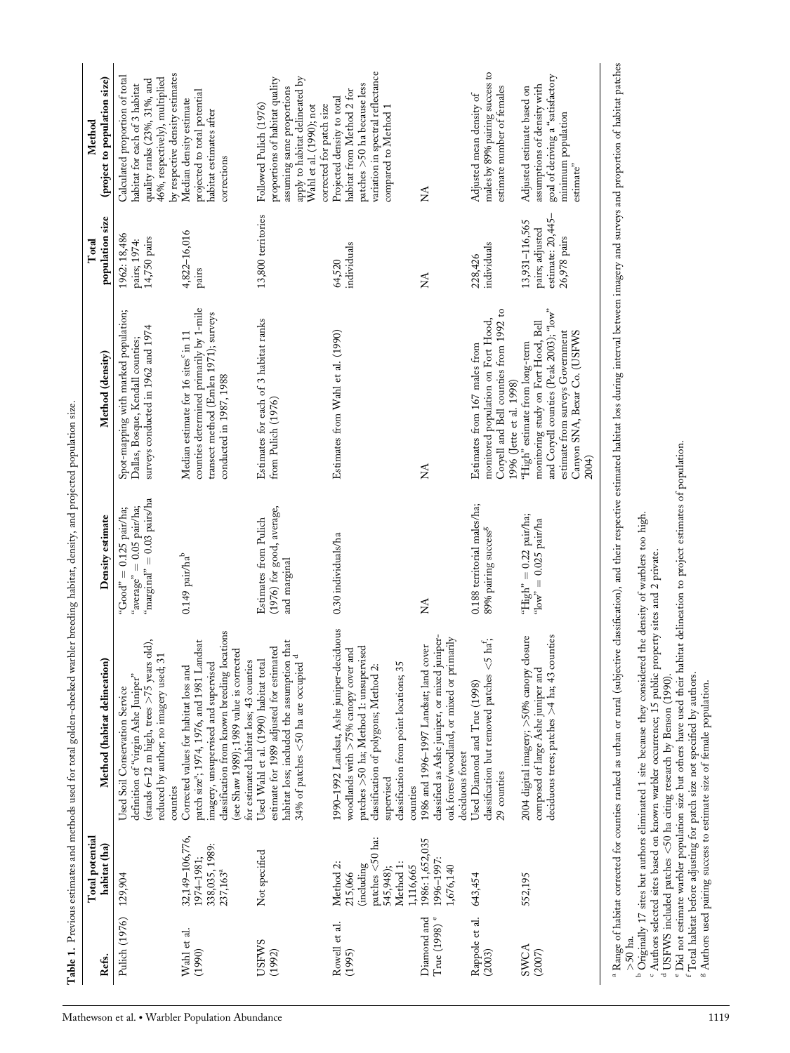**Table 1.** Previous estimates and methods used for total golden-cheeked warbler breeding habitat, density, and projected population size.

| Refs. | Total potential habitat (ha) | Method (habitat delineation) | Density estimate | Method (density) | Total population size | Method (project to population size) |
|---|---|---|---|---|---|---|
| Pulich (1976) | 129,904 | Used Soil Conservation Service definition of "virgin Ashe Juniper" (stands 6–12 m high, trees >75 years old), reduced by author, no imagery used; 31 counties | "Good" = 0.125 pair/ha; "average" = 0.05 pair/ha; "marginal" = 0.03 pairs/ha | Spot-mapping with marked population; Dallas, Bosque, Kendall counties; surveys conducted in 1962 and 1974 | 1962: 18,486 pairs; 1974: 14,750 pairs | Calculated proportion of total habitat for each of 3 habitat quality ranks (23%, 31%, and 46%, respectively), multiplied by respective density estimates |
| Wahl et al. (1990) | 32,149–106,776, 1974–1981; 338,035, 1989: 237,163[a] | Corrected values for habitat loss and patch size[a]; 1974, 1976, and 1981 Landsat imagery, unsupervised and supervised classification from known breeding locations (see Shaw 1989); 1989 value is corrected for estimated habitat loss; 43 counties | 0.149 pair/ha[b] | Median estimate for 16 sites[c] in 11 counties determined primarily by 1-mile transect method (Emlen 1971); surveys conducted in 1987, 1988 | 4,822–16,016 pairs | Median density estimate projected to total potential habitat estimates after corrections |
| USFWS (1992) | Not specified | Used Wahl et al. (1990) habitat total estimate for 1989 adjusted for estimated habitat loss; included the assumption that 34% of patches <50 ha are occupied[d] | Estimates from Pulich (1976) for good, average, and marginal | Estimates for each of 3 habitat ranks from Pulich (1976) | 13,800 territories | Followed Pulich (1976) proportions of habitat quality assuming same proportions apply to habitat delineated by Wahl et al. (1990); not corrected for patch size |
| Rowell et al. (1995) | Method 2: 215,066 (including patches <50 ha: 545,948); Method 1: 1,116,665 | 1990–1992 Landsat, Ashe juniper-deciduous woodlands with >75% canopy cover and patches >50 ha; Method 1: unsupervised classification of polygons; Method 2: supervised classification from point locations; 35 counties | 0.30 individuals/ha | Estimates from Wahl et al. (1990) | 64,520 individuals | Projected density to total habitat from Method 2 for patches >50 ha because less variation in spectral reflectance compared to Method 1 |
| Diamond and True (1998)[e] | 1986: 1,652,035 1996–1997: 1,676,140 | 1986 and 1996–1997 Landsat; land cover classified as Ashe juniper, or mixed juniper-oak forest/woodland, or mixed or primarily deciduous forest | NA | NA | NA | NA |
| Rappole et al. (2003) | 643,454 | Used Diamond and True (1998) classification but removed patches <5 ha[f]; 29 counties | 0.188 territorial males/ha; 89% pairing success[g] | Estimates from 167 males from monitored population on Fort Hood, Coryell and Bell counties from 1992 to 1996 (Jette et al. 1998) | 228,426 individuals | Adjusted mean density of males by 89% pairing success to estimate number of females |
| SWCA (2007) | 552,195 | 2004 digital imagery; >50% canopy closure composed of large Ashe juniper and deciduous trees; patches >4 ha; 43 counties | "High" = 0.22 pair/ha; "low" = 0.025 pair/ha | "High" estimate from long-term monitoring study on Fort Hood, Bell and Coryell counties (Peak 2003); "low" estimate from surveys Government Canyon SNA, Bexar Co. (USFWS 2004) | 13,931–116,565 pairs; adjusted estimate: 20,445–26,978 pairs | Adjusted estimate based on assumptions of density with goal of deriving a "satisfactory minimum population estimate" |

[a] Range of habitat corrected for counties ranked as urban or rural (subjective classification), and their respective estimated habitat loss during interval between imagery and surveys and proportion of habitat patches >50 ha.
[b] Originally 17 sites but authors eliminated 1 site because they considered the density of warblers too high.
[c] Authors selected sites based on known warbler occurrence; 15 public property sites and 2 private.
[d] USFWS included patches <50 ha citing research by Benson (1990).
[e] Did not estimate warbler population size but others have used their habitat delineation to project estimates of population.
[f] Total habitat before adjusting for patch size not specified by authors.
[g] Authors used pairing success to estimate size of female population.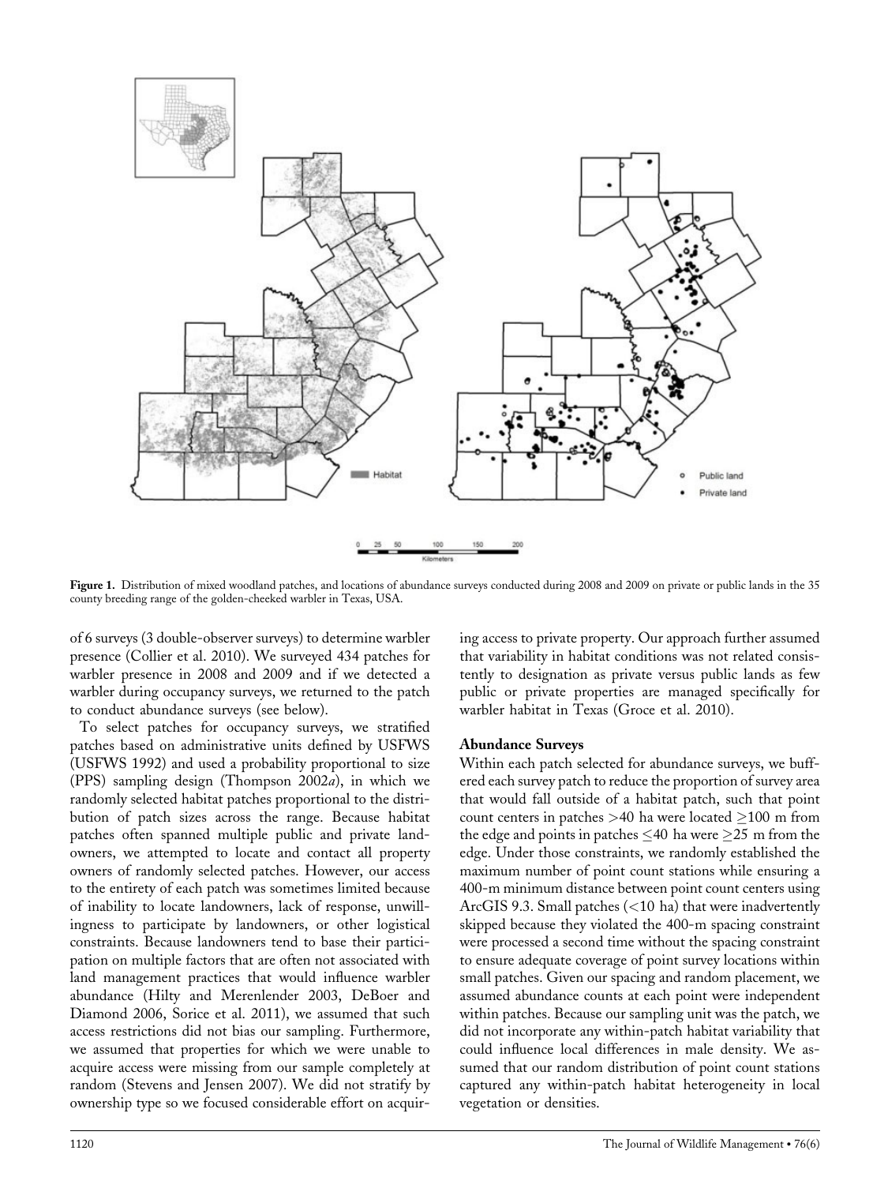**Figure 1.** Distribution of mixed woodland patches, and locations of abundance surveys conducted during 2008 and 2009 on private or public lands in the 35 county breeding range of the golden-cheeked warbler in Texas, USA.

of 6 surveys (3 double-observer surveys) to determine warbler presence (Collier et al. 2010). We surveyed 434 patches for warbler presence in 2008 and 2009 and if we detected a warbler during occupancy surveys, we returned to the patch to conduct abundance surveys (see below).

To select patches for occupancy surveys, we stratified patches based on administrative units defined by USFWS (USFWS 1992) and used a probability proportional to size (PPS) sampling design (Thompson 2002*a*), in which we randomly selected habitat patches proportional to the distribution of patch sizes across the range. Because habitat patches often spanned multiple public and private landowners, we attempted to locate and contact all property owners of randomly selected patches. However, our access to the entirety of each patch was sometimes limited because of inability to locate landowners, lack of response, unwillingness to participate by landowners, or other logistical constraints. Because landowners tend to base their participation on multiple factors that are often not associated with land management practices that would influence warbler abundance (Hilty and Merenlender 2003, DeBoer and Diamond 2006, Sorice et al. 2011), we assumed that such access restrictions did not bias our sampling. Furthermore, we assumed that properties for which we were unable to acquire access were missing from our sample completely at random (Stevens and Jensen 2007). We did not stratify by ownership type so we focused considerable effort on acquiring access to private property. Our approach further assumed that variability in habitat conditions was not related consistently to designation as private versus public lands as few public or private properties are managed specifically for warbler habitat in Texas (Groce et al. 2010).

### Abundance Surveys

Within each patch selected for abundance surveys, we buffered each survey patch to reduce the proportion of survey area that would fall outside of a habitat patch, such that point count centers in patches >40 ha were located ≥100 m from the edge and points in patches ≤40 ha were ≥25 m from the edge. Under those constraints, we randomly established the maximum number of point count stations while ensuring a 400-m minimum distance between point count centers using ArcGIS 9.3. Small patches (<10 ha) that were inadvertently skipped because they violated the 400-m spacing constraint were processed a second time without the spacing constraint to ensure adequate coverage of point survey locations within small patches. Given our spacing and random placement, we assumed abundance counts at each point were independent within patches. Because our sampling unit was the patch, we did not incorporate any within-patch habitat variability that could influence local differences in male density. We assumed that our random distribution of point count stations captured any within-patch habitat heterogeneity in local vegetation or densities.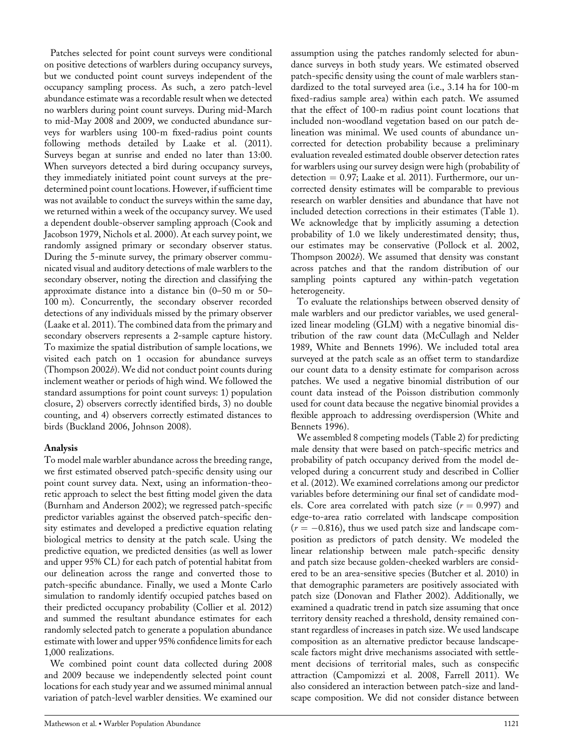Patches selected for point count surveys were conditional on positive detections of warblers during occupancy surveys, but we conducted point count surveys independent of the occupancy sampling process. As such, a zero patch-level abundance estimate was a recordable result when we detected no warblers during point count surveys. During mid-March to mid-May 2008 and 2009, we conducted abundance surveys for warblers using 100-m fixed-radius point counts following methods detailed by Laake et al. (2011). Surveys began at sunrise and ended no later than 13:00. When surveyors detected a bird during occupancy surveys, they immediately initiated point count surveys at the predetermined point count locations. However, if sufficient time was not available to conduct the surveys within the same day, we returned within a week of the occupancy survey. We used a dependent double-observer sampling approach (Cook and Jacobson 1979, Nichols et al. 2000). At each survey point, we randomly assigned primary or secondary observer status. During the 5-minute survey, the primary observer communicated visual and auditory detections of male warblers to the secondary observer, noting the direction and classifying the approximate distance into a distance bin (0–50 m or 50–100 m). Concurrently, the secondary observer recorded detections of any individuals missed by the primary observer (Laake et al. 2011). The combined data from the primary and secondary observers represents a 2-sample capture history. To maximize the spatial distribution of sample locations, we visited each patch on 1 occasion for abundance surveys (Thompson 2002*b*). We did not conduct point counts during inclement weather or periods of high wind. We followed the standard assumptions for point count surveys: 1) population closure, 2) observers correctly identified birds, 3) no double counting, and 4) observers correctly estimated distances to birds (Buckland 2006, Johnson 2008).

### Analysis

To model male warbler abundance across the breeding range, we first estimated observed patch-specific density using our point count survey data. Next, using an information-theoretic approach to select the best fitting model given the data (Burnham and Anderson 2002); we regressed patch-specific predictor variables against the observed patch-specific density estimates and developed a predictive equation relating biological metrics to density at the patch scale. Using the predictive equation, we predicted densities (as well as lower and upper 95% CL) for each patch of potential habitat from our delineation across the range and converted those to patch-specific abundance. Finally, we used a Monte Carlo simulation to randomly identify occupied patches based on their predicted occupancy probability (Collier et al. 2012) and summed the resultant abundance estimates for each randomly selected patch to generate a population abundance estimate with lower and upper 95% confidence limits for each 1,000 realizations.

We combined point count data collected during 2008 and 2009 because we independently selected point count locations for each study year and we assumed minimal annual variation of patch-level warbler densities. We examined our assumption using the patches randomly selected for abundance surveys in both study years. We estimated observed patch-specific density using the count of male warblers standardized to the total surveyed area (i.e., 3.14 ha for 100-m fixed-radius sample area) within each patch. We assumed that the effect of 100-m radius point count locations that included non-woodland vegetation based on our patch delineation was minimal. We used counts of abundance uncorrected for detection probability because a preliminary evaluation revealed estimated double observer detection rates for warblers using our survey design were high (probability of detection $= 0.97$; Laake et al. 2011). Furthermore, our uncorrected density estimates will be comparable to previous research on warbler densities and abundance that have not included detection corrections in their estimates (Table 1). We acknowledge that by implicitly assuming a detection probability of 1.0 we likely underestimated density; thus, our estimates may be conservative (Pollock et al. 2002, Thompson 2002*b*). We assumed that density was constant across patches and that the random distribution of our sampling points captured any within-patch vegetation heterogeneity.

To evaluate the relationships between observed density of male warblers and our predictor variables, we used generalized linear modeling (GLM) with a negative binomial distribution of the raw count data (McCullagh and Nelder 1989, White and Bennets 1996). We included total area surveyed at the patch scale as an offset term to standardize our count data to a density estimate for comparison across patches. We used a negative binomial distribution of our count data instead of the Poisson distribution commonly used for count data because the negative binomial provides a flexible approach to addressing overdispersion (White and Bennets 1996).

We assembled 8 competing models (Table 2) for predicting male density that were based on patch-specific metrics and probability of patch occupancy derived from the model developed during a concurrent study and described in Collier et al. (2012). We examined correlations among our predictor variables before determining our final set of candidate models. Core area correlated with patch size ($r = 0.997$) and edge-to-area ratio correlated with landscape composition ($r = -0.816$), thus we used patch size and landscape composition as predictors of patch density. We modeled the linear relationship between male patch-specific density and patch size because golden-cheeked warblers are considered to be an area-sensitive species (Butcher et al. 2010) in that demographic parameters are positively associated with patch size (Donovan and Flather 2002). Additionally, we examined a quadratic trend in patch size assuming that once territory density reached a threshold, density remained constant regardless of increases in patch size. We used landscape composition as an alternative predictor because landscape-scale factors might drive mechanisms associated with settlement decisions of territorial males, such as conspecific attraction (Campomizzi et al. 2008, Farrell 2011). We also considered an interaction between patch-size and landscape composition. We did not consider distance between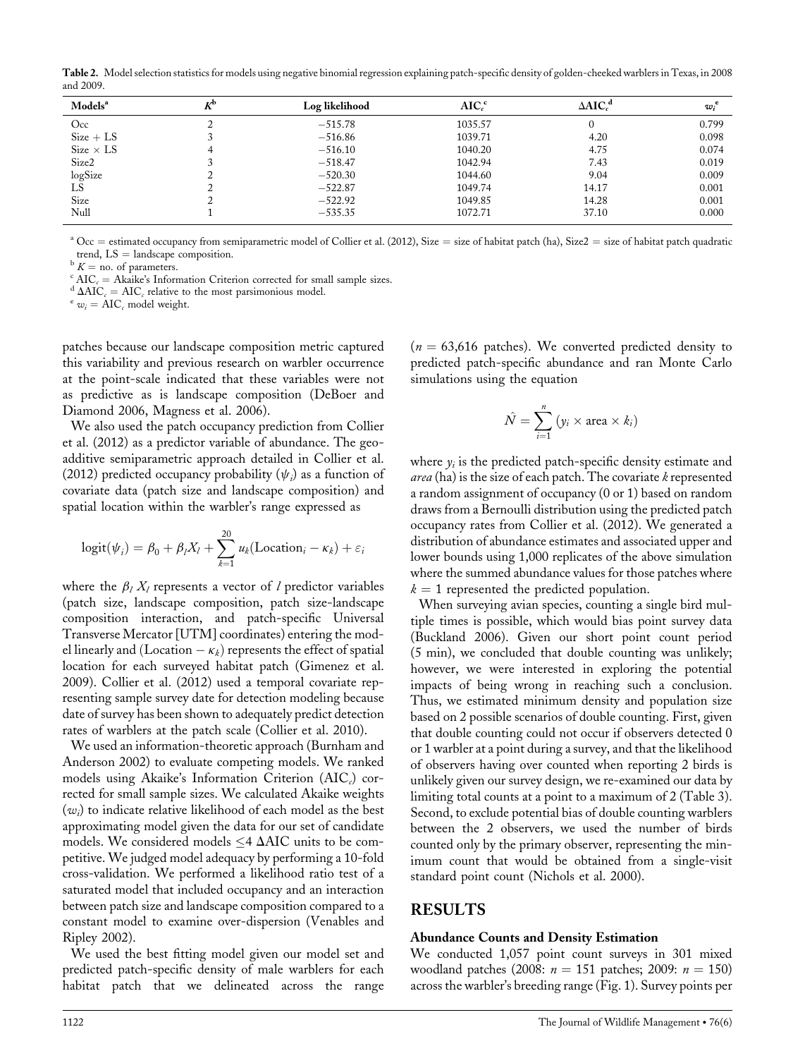**Table 2.** Model selection statistics for models using negative binomial regression explaining patch-specific density of golden-cheeked warblers in Texas, in 2008 and 2009.

| Models[a] | $K$[b] | Log likelihood | $AIC_c$[c] | $\Delta AIC_c$[d] | $w_i$[e] |
|---|---|---|---|---|---|
| Occ | 2 | −515.78 | 1035.57 | 0 | 0.799 |
| Size + LS | 3 | −516.86 | 1039.71 | 4.20 | 0.098 |
| Size × LS | 4 | −516.10 | 1040.20 | 4.75 | 0.074 |
| Size2 | 3 | −518.47 | 1042.94 | 7.43 | 0.019 |
| logSize | 2 | −520.30 | 1044.60 | 9.04 | 0.009 |
| LS | 2 | −522.87 | 1049.74 | 14.17 | 0.001 |
| Size | 2 | −522.92 | 1049.85 | 14.28 | 0.001 |
| Null | 1 | −535.35 | 1072.71 | 37.10 | 0.000 |

[a] Occ = estimated occupancy from semiparametric model of Collier et al. (2012), Size = size of habitat patch (ha), Size2 = size of habitat patch quadratic trend, LS = landscape composition.
[b] $K$ = no. of parameters.
[c] $AIC_c$ = Akaike's Information Criterion corrected for small sample sizes.
[d] $\Delta AIC_c$ = $AIC_c$ relative to the most parsimonious model.
[e] $w_i$ = $AIC_c$ model weight.

patches because our landscape composition metric captured this variability and previous research on warbler occurrence at the point-scale indicated that these variables were not as predictive as is landscape composition (DeBoer and Diamond 2006, Magness et al. 2006).

We also used the patch occupancy prediction from Collier et al. (2012) as a predictor variable of abundance. The geo-additive semiparametric approach detailed in Collier et al. (2012) predicted occupancy probability ($\psi_i$) as a function of covariate data (patch size and landscape composition) and spatial location within the warbler's range expressed as

$$\text{logit}(\psi_i) = \beta_0 + \beta_l X_l + \sum_{k=1}^{20} u_k(\text{Location}_i - \kappa_k) + \varepsilon_i$$

where the $\beta_l X_l$ represents a vector of $l$ predictor variables (patch size, landscape composition, patch size-landscape composition interaction, and patch-specific Universal Transverse Mercator [UTM] coordinates) entering the model linearly and ($\text{Location} - \kappa_k$) represents the effect of spatial location for each surveyed habitat patch (Gimenez et al. 2009). Collier et al. (2012) used a temporal covariate representing sample survey date for detection modeling because date of survey has been shown to adequately predict detection rates of warblers at the patch scale (Collier et al. 2010).

We used an information-theoretic approach (Burnham and Anderson 2002) to evaluate competing models. We ranked models using Akaike's Information Criterion ($AIC_c$) corrected for small sample sizes. We calculated Akaike weights ($w_i$) to indicate relative likelihood of each model as the best approximating model given the data for our set of candidate models. We considered models $\leq 4$ $\Delta AIC$ units to be competitive. We judged model adequacy by performing a 10-fold cross-validation. We performed a likelihood ratio test of a saturated model that included occupancy and an interaction between patch size and landscape composition compared to a constant model to examine over-dispersion (Venables and Ripley 2002).

We used the best fitting model given our model set and predicted patch-specific density of male warblers for each habitat patch that we delineated across the range ($n = 63{,}616$ patches). We converted predicted density to predicted patch-specific abundance and ran Monte Carlo simulations using the equation

$$\hat{N} = \sum_{i=1}^{n} (y_i \times \text{area} \times k_i)$$

where $y_i$ is the predicted patch-specific density estimate and *area* (ha) is the size of each patch. The covariate $k$ represented a random assignment of occupancy (0 or 1) based on random draws from a Bernoulli distribution using the predicted patch occupancy rates from Collier et al. (2012). We generated a distribution of abundance estimates and associated upper and lower bounds using 1,000 replicates of the above simulation where the summed abundance values for those patches where $k = 1$ represented the predicted population.

When surveying avian species, counting a single bird multiple times is possible, which would bias point survey data (Buckland 2006). Given our short point count period (5 min), we concluded that double counting was unlikely; however, we were interested in exploring the potential impacts of being wrong in reaching such a conclusion. Thus, we estimated minimum density and population size based on 2 possible scenarios of double counting. First, given that double counting could not occur if observers detected 0 or 1 warbler at a point during a survey, and that the likelihood of observers having over counted when reporting 2 birds is unlikely given our survey design, we re-examined our data by limiting total counts at a point to a maximum of 2 (Table 3). Second, to exclude potential bias of double counting warblers between the 2 observers, we used the number of birds counted only by the primary observer, representing the minimum count that would be obtained from a single-visit standard point count (Nichols et al. 2000).

## RESULTS

### Abundance Counts and Density Estimation

We conducted 1,057 point count surveys in 301 mixed woodland patches (2008: $n = 151$ patches; 2009: $n = 150$) across the warbler's breeding range (Fig. 1). Survey points per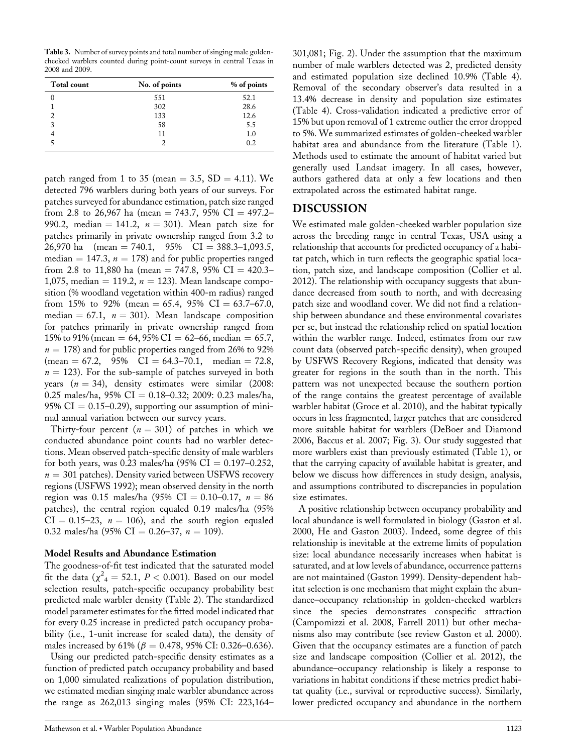**Table 3.** Number of survey points and total number of singing male golden-cheeked warblers counted during point-count surveys in central Texas in 2008 and 2009.

| Total count | No. of points | % of points |
|---|---|---|
| 0 | 551 | 52.1 |
| 1 | 302 | 28.6 |
| 2 | 133 | 12.6 |
| 3 | 58 | 5.5 |
| 4 | 11 | 1.0 |
| 5 | 2 | 0.2 |

patch ranged from 1 to 35 (mean = 3.5, SD = 4.11). We detected 796 warblers during both years of our surveys. For patches surveyed for abundance estimation, patch size ranged from 2.8 to 26,967 ha (mean = 743.7, 95% CI = 497.2–990.2, median = 141.2, $n = 301$). Mean patch size for patches primarily in private ownership ranged from 3.2 to 26,970 ha (mean = 740.1, 95% CI = 388.3–1,093.5, median = 147.3, $n = 178$) and for public properties ranged from 2.8 to 11,880 ha (mean = 747.8, 95% CI = 420.3–1,075, median = 119.2, $n = 123$). Mean landscape composition (% woodland vegetation within 400-m radius) ranged from 15% to 92% (mean = 65.4, 95% CI = 63.7–67.0, median = 67.1, $n = 301$). Mean landscape composition for patches primarily in private ownership ranged from 15% to 91% (mean = 64, 95% CI = 62–66, median = 65.7, $n = 178$) and for public properties ranged from 26% to 92% (mean = 67.2, 95% CI = 64.3–70.1, median = 72.8, $n = 123$). For the sub-sample of patches surveyed in both years ($n = 34$), density estimates were similar (2008: 0.25 males/ha, 95% CI = 0.18–0.32; 2009: 0.23 males/ha, 95% CI = 0.15–0.29), supporting our assumption of minimal annual variation between our survey years.

Thirty-four percent ($n = 301$) of patches in which we conducted abundance point counts had no warbler detections. Mean observed patch-specific density of male warblers for both years, was 0.23 males/ha (95% CI = 0.197–0.252, $n = 301$ patches). Density varied between USFWS recovery regions (USFWS 1992); mean observed density in the north region was 0.15 males/ha (95% CI = 0.10–0.17, $n = 86$ patches), the central region equaled 0.19 males/ha (95% CI = 0.15–23, $n = 106$), and the south region equaled 0.32 males/ha (95% CI = 0.26–37, $n = 109$).

### Model Results and Abundance Estimation

The goodness-of-fit test indicated that the saturated model fit the data ($\chi^2_4 = 52.1$, $P < 0.001$). Based on our model selection results, patch-specific occupancy probability best predicted male warbler density (Table 2). The standardized model parameter estimates for the fitted model indicated that for every 0.25 increase in predicted patch occupancy probability (i.e., 1-unit increase for scaled data), the density of males increased by 61% ($\beta = 0.478$, 95% CI: 0.326–0.636).

Using our predicted patch-specific density estimates as a function of predicted patch occupancy probability and based on 1,000 simulated realizations of population distribution, we estimated median singing male warbler abundance across the range as 262,013 singing males (95% CI: 223,164–301,081; Fig. 2). Under the assumption that the maximum number of male warblers detected was 2, predicted density and estimated population size declined 10.9% (Table 4). Removal of the secondary observer's data resulted in a 13.4% decrease in density and population size estimates (Table 4). Cross-validation indicated a predictive error of 15% but upon removal of 1 extreme outlier the error dropped to 5%. We summarized estimates of golden-cheeked warbler habitat area and abundance from the literature (Table 1). Methods used to estimate the amount of habitat varied but generally used Landsat imagery. In all cases, however, authors gathered data at only a few locations and then extrapolated across the estimated habitat range.

## DISCUSSION

We estimated male golden-cheeked warbler population size across the breeding range in central Texas, USA using a relationship that accounts for predicted occupancy of a habitat patch, which in turn reflects the geographic spatial location, patch size, and landscape composition (Collier et al. 2012). The relationship with occupancy suggests that abundance decreased from south to north, and with decreasing patch size and woodland cover. We did not find a relationship between abundance and these environmental covariates per se, but instead the relationship relied on spatial location within the warbler range. Indeed, estimates from our raw count data (observed patch-specific density), when grouped by USFWS Recovery Regions, indicated that density was greater for regions in the south than in the north. This pattern was not unexpected because the southern portion of the range contains the greatest percentage of available warbler habitat (Groce et al. 2010), and the habitat typically occurs in less fragmented, larger patches that are considered more suitable habitat for warblers (DeBoer and Diamond 2006, Baccus et al. 2007; Fig. 3). Our study suggested that more warblers exist than previously estimated (Table 1), or that the carrying capacity of available habitat is greater, and below we discuss how differences in study design, analysis, and assumptions contributed to discrepancies in population size estimates.

A positive relationship between occupancy probability and local abundance is well formulated in biology (Gaston et al. 2000, He and Gaston 2003). Indeed, some degree of this relationship is inevitable at the extreme limits of population size: local abundance necessarily increases when habitat is saturated, and at low levels of abundance, occurrence patterns are not maintained (Gaston 1999). Density-dependent habitat selection is one mechanism that might explain the abundance–occupancy relationship in golden-cheeked warblers since the species demonstrates conspecific attraction (Campomizzi et al. 2008, Farrell 2011) but other mechanisms also may contribute (see review Gaston et al. 2000). Given that the occupancy estimates are a function of patch size and landscape composition (Collier et al. 2012), the abundance–occupancy relationship is likely a response to variations in habitat conditions if these metrics predict habitat quality (i.e., survival or reproductive success). Similarly, lower predicted occupancy and abundance in the northern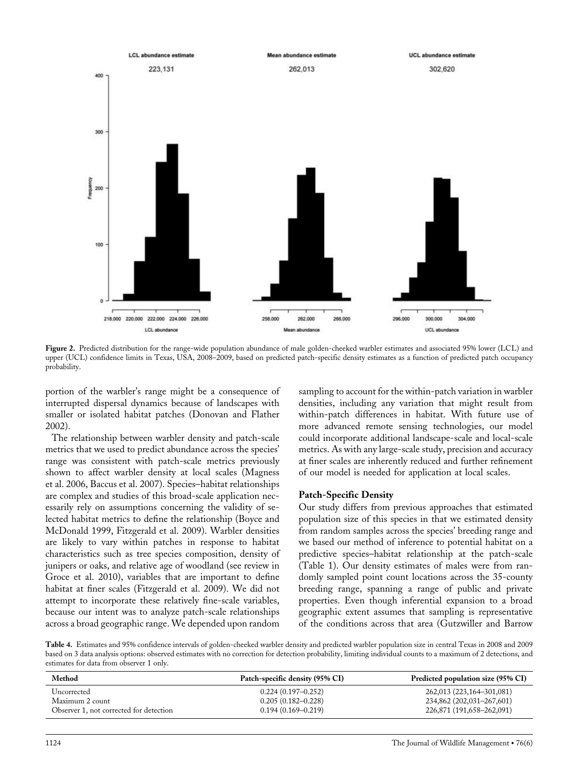**Figure 2.** Predicted distribution for the range-wide population abundance of male golden-cheeked warbler estimates and associated 95% lower (LCL) and upper (UCL) confidence limits in Texas, USA, 2008–2009, based on predicted patch-specific density estimates as a function of predicted patch occupancy probability.

portion of the warbler's range might be a consequence of interrupted dispersal dynamics because of landscapes with smaller or isolated habitat patches (Donovan and Flather 2002).

The relationship between warbler density and patch-scale metrics that we used to predict abundance across the species' range was consistent with patch-scale metrics previously shown to affect warbler density at local scales (Magness et al. 2006, Baccus et al. 2007). Species–habitat relationships are complex and studies of this broad-scale application necessarily rely on assumptions concerning the validity of selected habitat metrics to define the relationship (Boyce and McDonald 1999, Fitzgerald et al. 2009). Warbler densities are likely to vary within patches in response to habitat characteristics such as tree species composition, density of junipers or oaks, and relative age of woodland (see review in Groce et al. 2010), variables that are important to define habitat at finer scales (Fitzgerald et al. 2009). We did not attempt to incorporate these relatively fine-scale variables, because our intent was to analyze patch-scale relationships across a broad geographic range. We depended upon random sampling to account for the within-patch variation in warbler densities, including any variation that might result from within-patch differences in habitat. With future use of more advanced remote sensing technologies, our model could incorporate additional landscape-scale and local-scale metrics. As with any large-scale study, precision and accuracy at finer scales are inherently reduced and further refinement of our model is needed for application at local scales.

### Patch-Specific Density

Our study differs from previous approaches that estimated population size of this species in that we estimated density from random samples across the species' breeding range and we based our method of inference to potential habitat on a predictive species–habitat relationship at the patch-scale (Table 1). Our density estimates of males were from randomly sampled point count locations across the 35-county breeding range, spanning a range of public and private properties. Even though inferential expansion to a broad geographic extent assumes that sampling is representative of the conditions across that area (Gutzwiller and Barrow

**Table 4.** Estimates and 95% confidence intervals of golden-cheeked warbler density and predicted warbler population size in central Texas in 2008 and 2009 based on 3 data analysis options: observed estimates with no correction for detection probability, limiting individual counts to a maximum of 2 detections, and estimates for data from observer 1 only.

| Method | Patch-specific density (95% CI) | Predicted population size (95% CI) |
|---|---|---|
| Uncorrected | 0.224 (0.197–0.252) | 262,013 (223,164–301,081) |
| Maximum 2 count | 0.205 (0.182–0.228) | 234,862 (202,031–267,601) |
| Observer 1, not corrected for detection | 0.194 (0.169–0.219) | 226,871 (191,658–262,091) |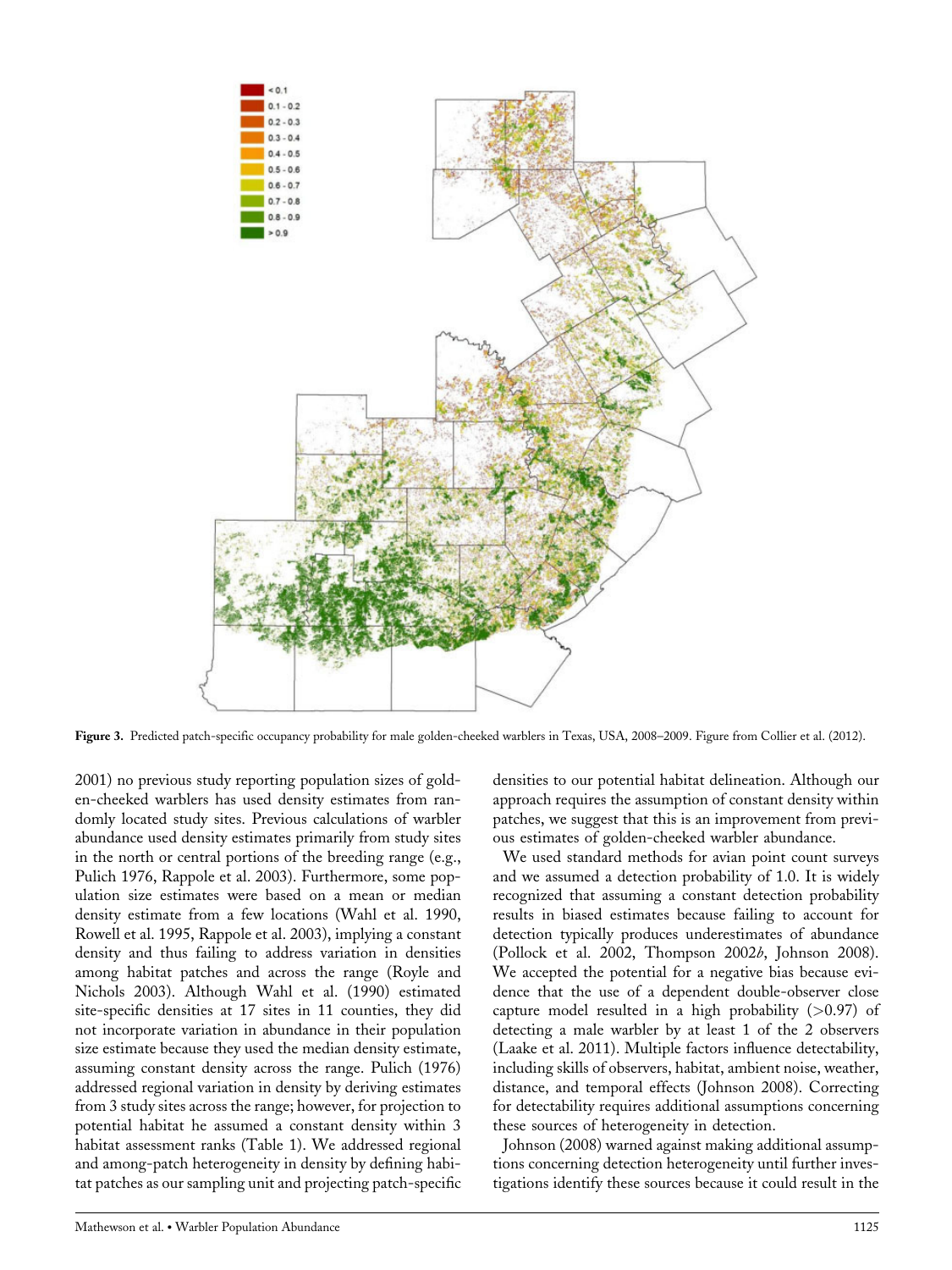**Figure 3.** Predicted patch-specific occupancy probability for male golden-cheeked warblers in Texas, USA, 2008–2009. Figure from Collier et al. (2012).

2001) no previous study reporting population sizes of golden-cheeked warblers has used density estimates from randomly located study sites. Previous calculations of warbler abundance used density estimates primarily from study sites in the north or central portions of the breeding range (e.g., Pulich 1976, Rappole et al. 2003). Furthermore, some population size estimates were based on a mean or median density estimate from a few locations (Wahl et al. 1990, Rowell et al. 1995, Rappole et al. 2003), implying a constant density and thus failing to address variation in densities among habitat patches and across the range (Royle and Nichols 2003). Although Wahl et al. (1990) estimated site-specific densities at 17 sites in 11 counties, they did not incorporate variation in abundance in their population size estimate because they used the median density estimate, assuming constant density across the range. Pulich (1976) addressed regional variation in density by deriving estimates from 3 study sites across the range; however, for projection to potential habitat he assumed a constant density within 3 habitat assessment ranks (Table 1). We addressed regional and among-patch heterogeneity in density by defining habitat patches as our sampling unit and projecting patch-specific densities to our potential habitat delineation. Although our approach requires the assumption of constant density within patches, we suggest that this is an improvement from previous estimates of golden-cheeked warbler abundance.

We used standard methods for avian point count surveys and we assumed a detection probability of 1.0. It is widely recognized that assuming a constant detection probability results in biased estimates because failing to account for detection typically produces underestimates of abundance (Pollock et al. 2002, Thompson 2002*b*, Johnson 2008). We accepted the potential for a negative bias because evidence that the use of a dependent double-observer close capture model resulted in a high probability (>0.97) of detecting a male warbler by at least 1 of the 2 observers (Laake et al. 2011). Multiple factors influence detectability, including skills of observers, habitat, ambient noise, weather, distance, and temporal effects (Johnson 2008). Correcting for detectability requires additional assumptions concerning these sources of heterogeneity in detection.

Johnson (2008) warned against making additional assumptions concerning detection heterogeneity until further investigations identify these sources because it could result in the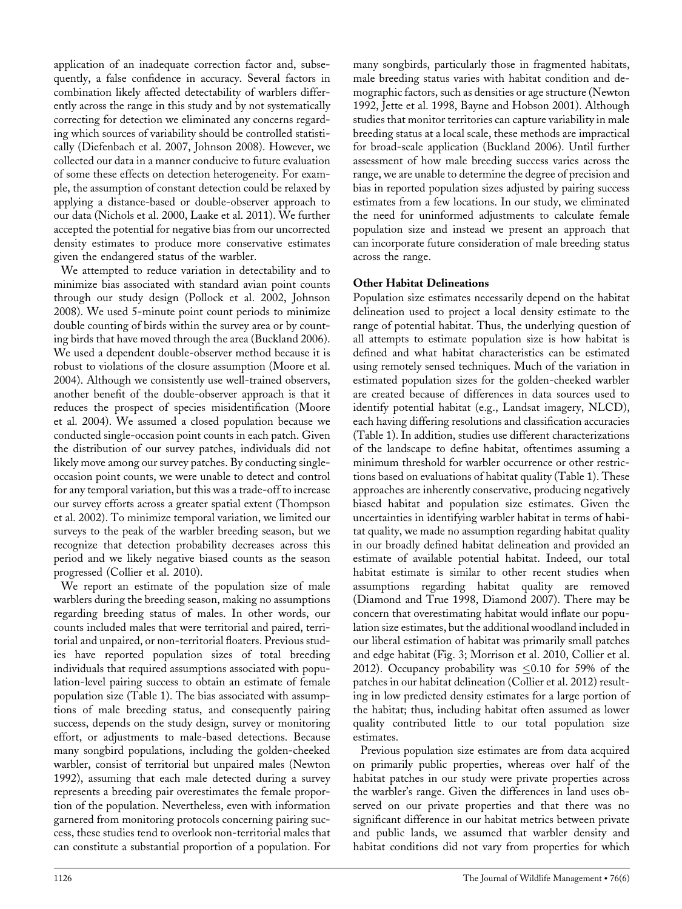application of an inadequate correction factor and, subsequently, a false confidence in accuracy. Several factors in combination likely affected detectability of warblers differently across the range in this study and by not systematically correcting for detection we eliminated any concerns regarding which sources of variability should be controlled statistically (Diefenbach et al. 2007, Johnson 2008). However, we collected our data in a manner conducive to future evaluation of some these effects on detection heterogeneity. For example, the assumption of constant detection could be relaxed by applying a distance-based or double-observer approach to our data (Nichols et al. 2000, Laake et al. 2011). We further accepted the potential for negative bias from our uncorrected density estimates to produce more conservative estimates given the endangered status of the warbler.

We attempted to reduce variation in detectability and to minimize bias associated with standard avian point counts through our study design (Pollock et al. 2002, Johnson 2008). We used 5-minute point count periods to minimize double counting of birds within the survey area or by counting birds that have moved through the area (Buckland 2006). We used a dependent double-observer method because it is robust to violations of the closure assumption (Moore et al. 2004). Although we consistently use well-trained observers, another benefit of the double-observer approach is that it reduces the prospect of species misidentification (Moore et al. 2004). We assumed a closed population because we conducted single-occasion point counts in each patch. Given the distribution of our survey patches, individuals did not likely move among our survey patches. By conducting single-occasion point counts, we were unable to detect and control for any temporal variation, but this was a trade-off to increase our survey efforts across a greater spatial extent (Thompson et al. 2002). To minimize temporal variation, we limited our surveys to the peak of the warbler breeding season, but we recognize that detection probability decreases across this period and we likely negative biased counts as the season progressed (Collier et al. 2010).

We report an estimate of the population size of male warblers during the breeding season, making no assumptions regarding breeding status of males. In other words, our counts included males that were territorial and paired, territorial and unpaired, or non-territorial floaters. Previous studies have reported population sizes of total breeding individuals that required assumptions associated with population-level pairing success to obtain an estimate of female population size (Table 1). The bias associated with assumptions of male breeding status, and consequently pairing success, depends on the study design, survey or monitoring effort, or adjustments to male-based detections. Because many songbird populations, including the golden-cheeked warbler, consist of territorial but unpaired males (Newton 1992), assuming that each male detected during a survey represents a breeding pair overestimates the female proportion of the population. Nevertheless, even with information garnered from monitoring protocols concerning pairing success, these studies tend to overlook non-territorial males that can constitute a substantial proportion of a population. For many songbirds, particularly those in fragmented habitats, male breeding status varies with habitat condition and demographic factors, such as densities or age structure (Newton 1992, Jette et al. 1998, Bayne and Hobson 2001). Although studies that monitor territories can capture variability in male breeding status at a local scale, these methods are impractical for broad-scale application (Buckland 2006). Until further assessment of how male breeding success varies across the range, we are unable to determine the degree of precision and bias in reported population sizes adjusted by pairing success estimates from a few locations. In our study, we eliminated the need for uninformed adjustments to calculate female population size and instead we present an approach that can incorporate future consideration of male breeding status across the range.

### Other Habitat Delineations

Population size estimates necessarily depend on the habitat delineation used to project a local density estimate to the range of potential habitat. Thus, the underlying question of all attempts to estimate population size is how habitat is defined and what habitat characteristics can be estimated using remotely sensed techniques. Much of the variation in estimated population sizes for the golden-cheeked warbler are created because of differences in data sources used to identify potential habitat (e.g., Landsat imagery, NLCD), each having differing resolutions and classification accuracies (Table 1). In addition, studies use different characterizations of the landscape to define habitat, oftentimes assuming a minimum threshold for warbler occurrence or other restrictions based on evaluations of habitat quality (Table 1). These approaches are inherently conservative, producing negatively biased habitat and population size estimates. Given the uncertainties in identifying warbler habitat in terms of habitat quality, we made no assumption regarding habitat quality in our broadly defined habitat delineation and provided an estimate of available potential habitat. Indeed, our total habitat estimate is similar to other recent studies when assumptions regarding habitat quality are removed (Diamond and True 1998, Diamond 2007). There may be concern that overestimating habitat would inflate our population size estimates, but the additional woodland included in our liberal estimation of habitat was primarily small patches and edge habitat (Fig. 3; Morrison et al. 2010, Collier et al. 2012). Occupancy probability was $\leq$0.10 for 59% of the patches in our habitat delineation (Collier et al. 2012) resulting in low predicted density estimates for a large portion of the habitat; thus, including habitat often assumed as lower quality contributed little to our total population size estimates.

Previous population size estimates are from data acquired on primarily public properties, whereas over half of the habitat patches in our study were private properties across the warbler's range. Given the differences in land uses observed on our private properties and that there was no significant difference in our habitat metrics between private and public lands, we assumed that warbler density and habitat conditions did not vary from properties for which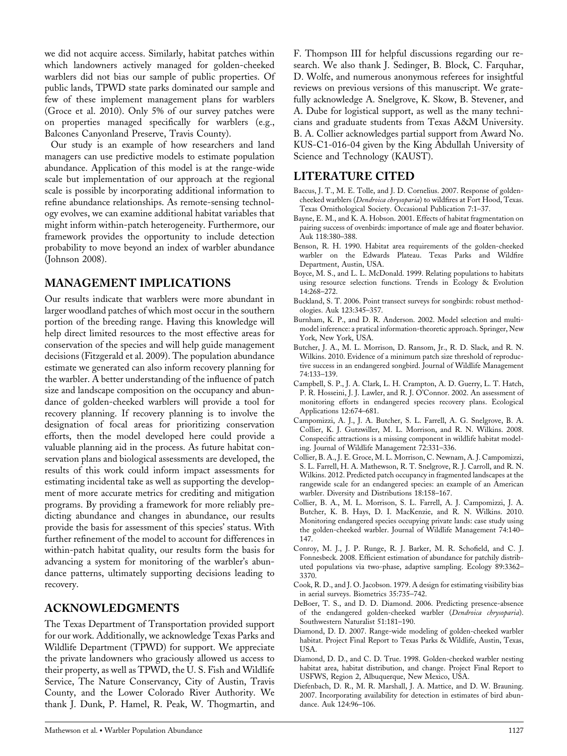we did not acquire access. Similarly, habitat patches within which landowners actively managed for golden-cheeked warblers did not bias our sample of public properties. Of public lands, TPWD state parks dominated our sample and few of these implement management plans for warblers (Groce et al. 2010). Only 5% of our survey patches were on properties managed specifically for warblers (e.g., Balcones Canyonland Preserve, Travis County).

Our study is an example of how researchers and land managers can use predictive models to estimate population abundance. Application of this model is at the range-wide scale but implementation of our approach at the regional scale is possible by incorporating additional information to refine abundance relationships. As remote-sensing technology evolves, we can examine additional habitat variables that might inform within-patch heterogeneity. Furthermore, our framework provides the opportunity to include detection probability to move beyond an index of warbler abundance (Johnson 2008).

## MANAGEMENT IMPLICATIONS

Our results indicate that warblers were more abundant in larger woodland patches of which most occur in the southern portion of the breeding range. Having this knowledge will help direct limited resources to the most effective areas for conservation of the species and will help guide management decisions (Fitzgerald et al. 2009). The population abundance estimate we generated can also inform recovery planning for the warbler. A better understanding of the influence of patch size and landscape composition on the occupancy and abundance of golden-cheeked warblers will provide a tool for recovery planning. If recovery planning is to involve the designation of focal areas for prioritizing conservation efforts, then the model developed here could provide a valuable planning aid in the process. As future habitat conservation plans and biological assessments are developed, the results of this work could inform impact assessments for estimating incidental take as well as supporting the development of more accurate metrics for crediting and mitigation programs. By providing a framework for more reliably predicting abundance and changes in abundance, our results provide the basis for assessment of this species' status. With further refinement of the model to account for differences in within-patch habitat quality, our results form the basis for advancing a system for monitoring of the warbler's abundance patterns, ultimately supporting decisions leading to recovery.

## ACKNOWLEDGMENTS

The Texas Department of Transportation provided support for our work. Additionally, we acknowledge Texas Parks and Wildlife Department (TPWD) for support. We appreciate the private landowners who graciously allowed us access to their property, as well as TPWD, the U. S. Fish and Wildlife Service, The Nature Conservancy, City of Austin, Travis County, and the Lower Colorado River Authority. We thank J. Dunk, P. Hamel, R. Peak, W. Thogmartin, and F. Thompson III for helpful discussions regarding our research. We also thank J. Sedinger, B. Block, C. Farquhar, D. Wolfe, and numerous anonymous referees for insightful reviews on previous versions of this manuscript. We gratefully acknowledge A. Snelgrove, K. Skow, B. Stevener, and A. Dube for logistical support, as well as the many technicians and graduate students from Texas A&M University. B. A. Collier acknowledges partial support from Award No. KUS-C1-016-04 given by the King Abdullah University of Science and Technology (KAUST).

## LITERATURE CITED

Baccus, J. T., M. E. Tolle, and J. D. Cornelius. 2007. Response of golden-cheeked warblers (*Dendroica chrysoparia*) to wildfires at Fort Hood, Texas. Texas Ornithological Society. Occasional Publication 7:1–37.

Bayne, E. M., and K. A. Hobson. 2001. Effects of habitat fragmentation on pairing success of ovenbirds: importance of male age and floater behavior. Auk 118:380–388.

Benson, R. H. 1990. Habitat area requirements of the golden-cheeked warbler on the Edwards Plateau. Texas Parks and Wildfire Department, Austin, USA.

Boyce, M. S., and L. L. McDonald. 1999. Relating populations to habitats using resource selection functions. Trends in Ecology & Evolution 14:268–272.

Buckland, S. T. 2006. Point transect surveys for songbirds: robust methodologies. Auk 123:345–357.

Burnham, K. P., and D. R. Anderson. 2002. Model selection and multimodel inference: a pratical information-theoretic approach. Springer, New York, New York, USA.

Butcher, J. A., M. L. Morrison, D. Ransom, Jr., R. D. Slack, and R. N. Wilkins. 2010. Evidence of a minimum patch size threshold of reproductive success in an endangered songbird. Journal of Wildlife Management 74:133–139.

Campbell, S. P., J. A. Clark, L. H. Crampton, A. D. Guerry, L. T. Hatch, P. R. Hosseini, J. J. Lawler, and R. J. O'Connor. 2002. An assessment of monitoring efforts in endangered species recovery plans. Ecological Applications 12:674–681.

Campomizzi, A. J., J. A. Butcher, S. L. Farrell, A. G. Snelgrove, B. A. Collier, K. J. Gutzwiller, M. L. Morrison, and R. N. Wilkins. 2008. Conspecific attractions is a missing component in wildlife habitat modeling. Journal of Wildlife Management 72:331–336.

Collier, B. A., J. E. Groce, M. L. Morrison, C. Newnam, A. J. Campomizzi, S. L. Farrell, H. A. Mathewson, R. T. Snelgrove, R. J. Carroll, and R. N. Wilkins. 2012. Predicted patch occupancy in fragmented landscapes at the rangewide scale for an endangered species: an example of an American warbler. Diversity and Distributions 18:158–167.

Collier, B. A., M. L. Morrison, S. L. Farrell, A. J. Campomizzi, J. A. Butcher, K. B. Hays, D. I. MacKenzie, and R. N. Wilkins. 2010. Monitoring endangered species occupying private lands: case study using the golden-cheeked warbler. Journal of Wildlife Management 74:140–147.

Conroy, M. J., J. P. Runge, R. J. Barker, M. R. Schofield, and C. J. Fonnesbeck. 2008. Efficient estimation of abundance for patchily distributed populations via two-phase, adaptive sampling. Ecology 89:3362–3370.

Cook, R. D., and J. O. Jacobson. 1979. A design for estimating visibility bias in aerial surveys. Biometrics 35:735–742.

DeBoer, T. S., and D. D. Diamond. 2006. Predicting presence-absence of the endangered golden-cheeked warbler (*Dendroica chrysoparia*). Southwestern Naturalist 51:181–190.

Diamond, D. D. 2007. Range-wide modeling of golden-cheeked warbler habitat. Project Final Report to Texas Parks & Wildlife, Austin, Texas, USA.

Diamond, D. D., and C. D. True. 1998. Golden-cheeked warbler nesting habitat area, habitat distribution, and change. Project Final Report to USFWS, Region 2, Albuquerque, New Mexico, USA.

Diefenbach, D. R., M. R. Marshall, J. A. Mattice, and D. W. Brauning. 2007. Incorporating availability for detection in estimates of bird abundance. Auk 124:96–106.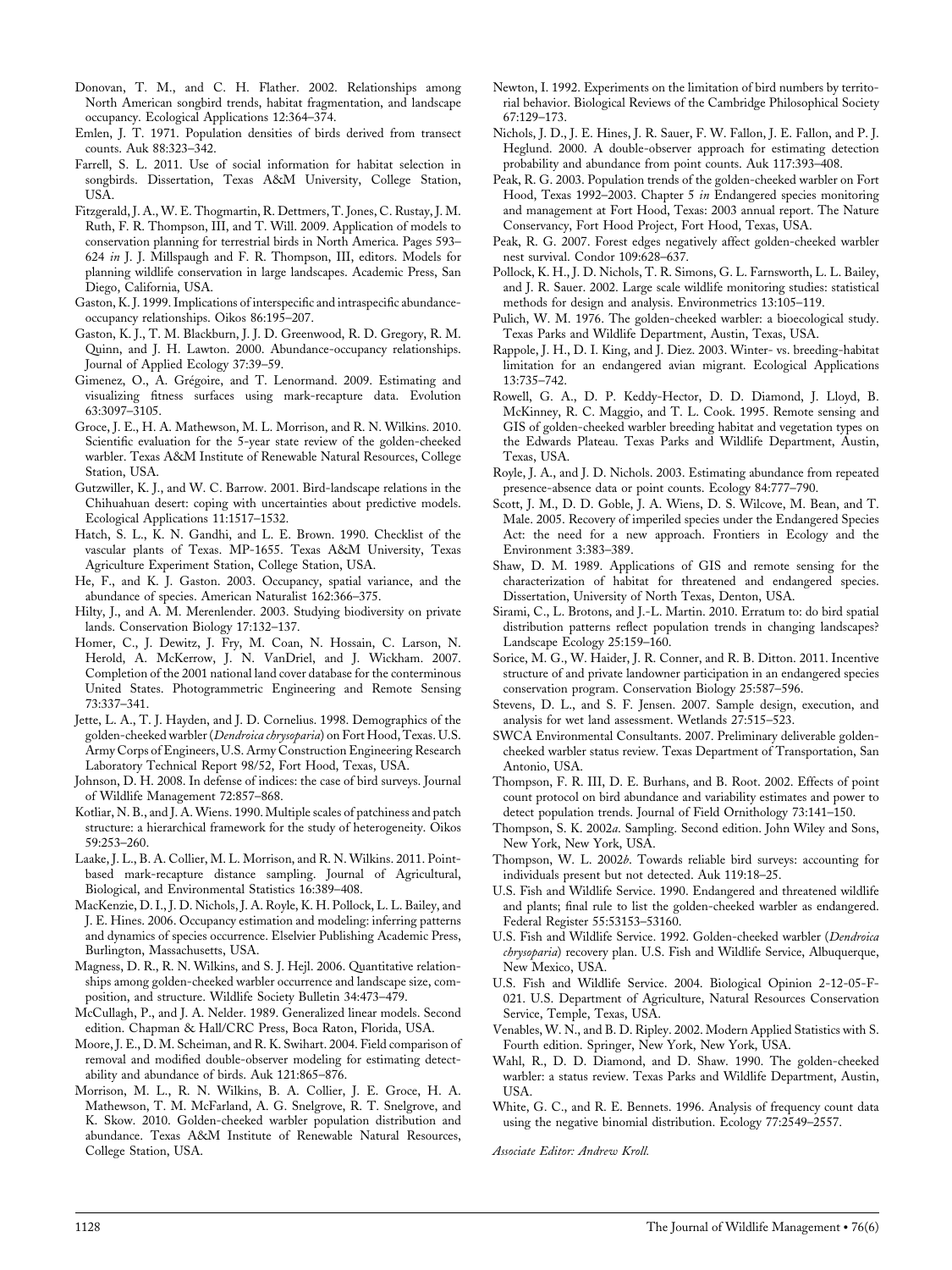Donovan, T. M., and C. H. Flather. 2002. Relationships among North American songbird trends, habitat fragmentation, and landscape occupancy. Ecological Applications 12:364–374.

Emlen, J. T. 1971. Population densities of birds derived from transect counts. Auk 88:323–342.

Farrell, S. L. 2011. Use of social information for habitat selection in songbirds. Dissertation, Texas A&M University, College Station, USA.

Fitzgerald, J. A., W. E. Thogmartin, R. Dettmers, T. Jones, C. Rustay, J. M. Ruth, F. R. Thompson, III, and T. Will. 2009. Application of models to conservation planning for terrestrial birds in North America. Pages 593–624 *in* J. J. Millspaugh and F. R. Thompson, III, editors. Models for planning wildlife conservation in large landscapes. Academic Press, San Diego, California, USA.

Gaston, K. J. 1999. Implications of interspecific and intraspecific abundance-occupancy relationships. Oikos 86:195–207.

Gaston, K. J., T. M. Blackburn, J. J. D. Greenwood, R. D. Gregory, R. M. Quinn, and J. H. Lawton. 2000. Abundance-occupancy relationships. Journal of Applied Ecology 37:39–59.

Gimenez, O., A. Grégoire, and T. Lenormand. 2009. Estimating and visualizing fitness surfaces using mark-recapture data. Evolution 63:3097–3105.

Groce, J. E., H. A. Mathewson, M. L. Morrison, and R. N. Wilkins. 2010. Scientific evaluation for the 5-year state review of the golden-cheeked warbler. Texas A&M Institute of Renewable Natural Resources, College Station, USA.

Gutzwiller, K. J., and W. C. Barrow. 2001. Bird-landscape relations in the Chihuahuan desert: coping with uncertainties about predictive models. Ecological Applications 11:1517–1532.

Hatch, S. L., K. N. Gandhi, and L. E. Brown. 1990. Checklist of the vascular plants of Texas. MP-1655. Texas A&M University, Texas Agriculture Experiment Station, College Station, USA.

He, F., and K. J. Gaston. 2003. Occupancy, spatial variance, and the abundance of species. American Naturalist 162:366–375.

Hilty, J., and A. M. Merenlender. 2003. Studying biodiversity on private lands. Conservation Biology 17:132–137.

Homer, C., J. Dewitz, J. Fry, M. Coan, N. Hossain, C. Larson, N. Herold, A. McKerrow, J. N. VanDriel, and J. Wickham. 2007. Completion of the 2001 national land cover database for the conterminous United States. Photogrammetric Engineering and Remote Sensing 73:337–341.

Jette, L. A., T. J. Hayden, and J. D. Cornelius. 1998. Demographics of the golden-cheeked warbler (*Dendroica chrysoparia*) on Fort Hood, Texas. U.S. Army Corps of Engineers, U.S. Army Construction Engineering Research Laboratory Technical Report 98/52, Fort Hood, Texas, USA.

Johnson, D. H. 2008. In defense of indices: the case of bird surveys. Journal of Wildlife Management 72:857–868.

Kotliar, N. B., and J. A. Wiens. 1990. Multiple scales of patchiness and patch structure: a hierarchical framework for the study of heterogeneity. Oikos 59:253–260.

Laake, J. L., B. A. Collier, M. L. Morrison, and R. N. Wilkins. 2011. Point-based mark-recapture distance sampling. Journal of Agricultural, Biological, and Environmental Statistics 16:389–408.

MacKenzie, D. I., J. D. Nichols, J. A. Royle, K. H. Pollock, L. L. Bailey, and J. E. Hines. 2006. Occupancy estimation and modeling: inferring patterns and dynamics of species occurrence. Elselvier Publishing Academic Press, Burlington, Massachusetts, USA.

Magness, D. R., R. N. Wilkins, and S. J. Hejl. 2006. Quantitative relationships among golden-cheeked warbler occurrence and landscape size, composition, and structure. Wildlife Society Bulletin 34:473–479.

McCullagh, P., and J. A. Nelder. 1989. Generalized linear models. Second edition. Chapman & Hall/CRC Press, Boca Raton, Florida, USA.

Moore, J. E., D. M. Scheiman, and R. K. Swihart. 2004. Field comparison of removal and modified double-observer modeling for estimating detectability and abundance of birds. Auk 121:865–876.

Morrison, M. L., R. N. Wilkins, B. A. Collier, J. E. Groce, H. A. Mathewson, T. M. McFarland, A. G. Snelgrove, R. T. Snelgrove, and K. Skow. 2010. Golden-cheeked warbler population distribution and abundance. Texas A&M Institute of Renewable Natural Resources, College Station, USA.

Newton, I. 1992. Experiments on the limitation of bird numbers by territorial behavior. Biological Reviews of the Cambridge Philosophical Society 67:129–173.

Nichols, J. D., J. E. Hines, J. R. Sauer, F. W. Fallon, J. E. Fallon, and P. J. Heglund. 2000. A double-observer approach for estimating detection probability and abundance from point counts. Auk 117:393–408.

Peak, R. G. 2003. Population trends of the golden-cheeked warbler on Fort Hood, Texas 1992–2003. Chapter 5 *in* Endangered species monitoring and management at Fort Hood, Texas: 2003 annual report. The Nature Conservancy, Fort Hood Project, Fort Hood, Texas, USA.

Peak, R. G. 2007. Forest edges negatively affect golden-cheeked warbler nest survival. Condor 109:628–637.

Pollock, K. H., J. D. Nichols, T. R. Simons, G. L. Farnsworth, L. L. Bailey, and J. R. Sauer. 2002. Large scale wildlife monitoring studies: statistical methods for design and analysis. Environmetrics 13:105–119.

Pulich, W. M. 1976. The golden-cheeked warbler: a bioecological study. Texas Parks and Wildlife Department, Austin, Texas, USA.

Rappole, J. H., D. I. King, and J. Diez. 2003. Winter- vs. breeding-habitat limitation for an endangered avian migrant. Ecological Applications 13:735–742.

Rowell, G. A., D. P. Keddy-Hector, D. D. Diamond, J. Lloyd, B. McKinney, R. C. Maggio, and T. L. Cook. 1995. Remote sensing and GIS of golden-cheeked warbler breeding habitat and vegetation types on the Edwards Plateau. Texas Parks and Wildlife Department, Austin, Texas, USA.

Royle, J. A., and J. D. Nichols. 2003. Estimating abundance from repeated presence-absence data or point counts. Ecology 84:777–790.

Scott, J. M., D. D. Goble, J. A. Wiens, D. S. Wilcove, M. Bean, and T. Male. 2005. Recovery of imperiled species under the Endangered Species Act: the need for a new approach. Frontiers in Ecology and the Environment 3:383–389.

Shaw, D. M. 1989. Applications of GIS and remote sensing for the characterization of habitat for threatened and endangered species. Dissertation, University of North Texas, Denton, USA.

Sirami, C., L. Brotons, and J.-L. Martin. 2010. Erratum to: do bird spatial distribution patterns reflect population trends in changing landscapes? Landscape Ecology 25:159–160.

Sorice, M. G., W. Haider, J. R. Conner, and R. B. Ditton. 2011. Incentive structure of and private landowner participation in an endangered species conservation program. Conservation Biology 25:587–596.

Stevens, D. L., and S. F. Jensen. 2007. Sample design, execution, and analysis for wet land assessment. Wetlands 27:515–523.

SWCA Environmental Consultants. 2007. Preliminary deliverable golden-cheeked warbler status review. Texas Department of Transportation, San Antonio, USA.

Thompson, F. R. III, D. E. Burhans, and B. Root. 2002. Effects of point count protocol on bird abundance and variability estimates and power to detect population trends. Journal of Field Ornithology 73:141–150.

Thompson, S. K. 2002*a*. Sampling. Second edition. John Wiley and Sons, New York, New York, USA.

Thompson, W. L. 2002*b*. Towards reliable bird surveys: accounting for individuals present but not detected. Auk 119:18–25.

U.S. Fish and Wildlife Service. 1990. Endangered and threatened wildlife and plants; final rule to list the golden-cheeked warbler as endangered. Federal Register 55:53153–53160.

U.S. Fish and Wildlife Service. 1992. Golden-cheeked warbler (*Dendroica chrysoparia*) recovery plan. U.S. Fish and Wildlife Service, Albuquerque, New Mexico, USA.

U.S. Fish and Wildlife Service. 2004. Biological Opinion 2-12-05-F-021. U.S. Department of Agriculture, Natural Resources Conservation Service, Temple, Texas, USA.

Venables, W. N., and B. D. Ripley. 2002. Modern Applied Statistics with S. Fourth edition. Springer, New York, New York, USA.

Wahl, R., D. D. Diamond, and D. Shaw. 1990. The golden-cheeked warbler: a status review. Texas Parks and Wildlife Department, Austin, USA.

White, G. C., and R. E. Bennets. 1996. Analysis of frequency count data using the negative binomial distribution. Ecology 77:2549–2557.

*Associate Editor: Andrew Kroll.*